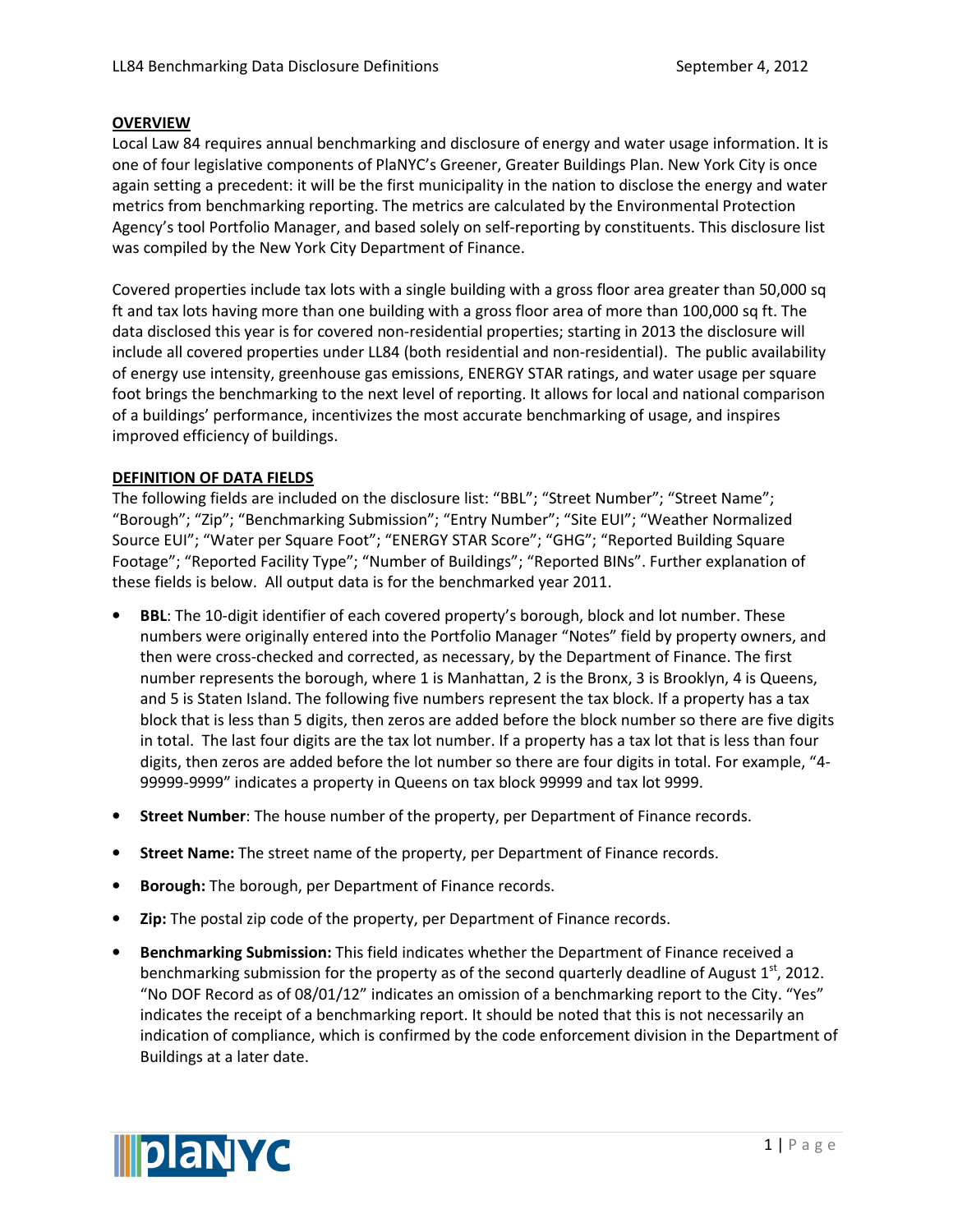## OVERVIEW

Local Law 84 requires annual benchmarking and disclosure of energy and water usage information. It is one of four legislative components of PlaNYC's Greener, Greater Buildings Plan. New York City is once again setting a precedent: it will be the first municipality in the nation to disclose the energy and water metrics from benchmarking reporting. The metrics are calculated by the Environmental Protection Agency's tool Portfolio Manager, and based solely on self-reporting by constituents. This disclosure list was compiled by the New York City Department of Finance.

Covered properties include tax lots with a single building with a gross floor area greater than 50,000 sq ft and tax lots having more than one building with a gross floor area of more than 100,000 sq ft. The data disclosed this year is for covered non-residential properties; starting in 2013 the disclosure will include all covered properties under LL84 (both residential and non-residential). The public availability of energy use intensity, greenhouse gas emissions, ENERGY STAR ratings, and water usage per square foot brings the benchmarking to the next level of reporting. It allows for local and national comparison of a buildings' performance, incentivizes the most accurate benchmarking of usage, and inspires improved efficiency of buildings.

## DEFINITION OF DATA FIELDS

The following fields are included on the disclosure list: "BBL"; "Street Number"; "Street Name"; "Borough"; "Zip"; "Benchmarking Submission"; "Entry Number"; "Site EUI"; "Weather Normalized Source EUI"; "Water per Square Foot"; "ENERGY STAR Score"; "GHG"; "Reported Building Square Footage"; "Reported Facility Type"; "Number of Buildings"; "Reported BINs". Further explanation of these fields is below. All output data is for the benchmarked year 2011.

- **BBL**: The 10-digit identifier of each covered property's borough, block and lot number. These numbers were originally entered into the Portfolio Manager "Notes" field by property owners, and then were cross-checked and corrected, as necessary, by the Department of Finance. The first number represents the borough, where 1 is Manhattan, 2 is the Bronx, 3 is Brooklyn, 4 is Queens, and 5 is Staten Island. The following five numbers represent the tax block. If a property has a tax block that is less than 5 digits, then zeros are added before the block number so there are five digits in total. The last four digits are the tax lot number. If a property has a tax lot that is less than four digits, then zeros are added before the lot number so there are four digits in total. For example, "4-99999-9999" indicates a property in Queens on tax block 99999 and tax lot 9999.
- **Street Number**: The house number of the property, per Department of Finance records.
- **Street Name:** The street name of the property, per Department of Finance records.
- **Borough:** The borough, per Department of Finance records.
- **Zip:** The postal zip code of the property, per Department of Finance records.
- **Benchmarking Submission:** This field indicates whether the Department of Finance received a benchmarking submission for the property as of the second quarterly deadline of August 1st, 2012. "No DOF Record as of 08/01/12" indicates an omission of a benchmarking report to the City. "Yes" indicates the receipt of a benchmarking report. It should be noted that this is not necessarily an indication of compliance, which is confirmed by the code enforcement division in the Department of Buildings at a later date.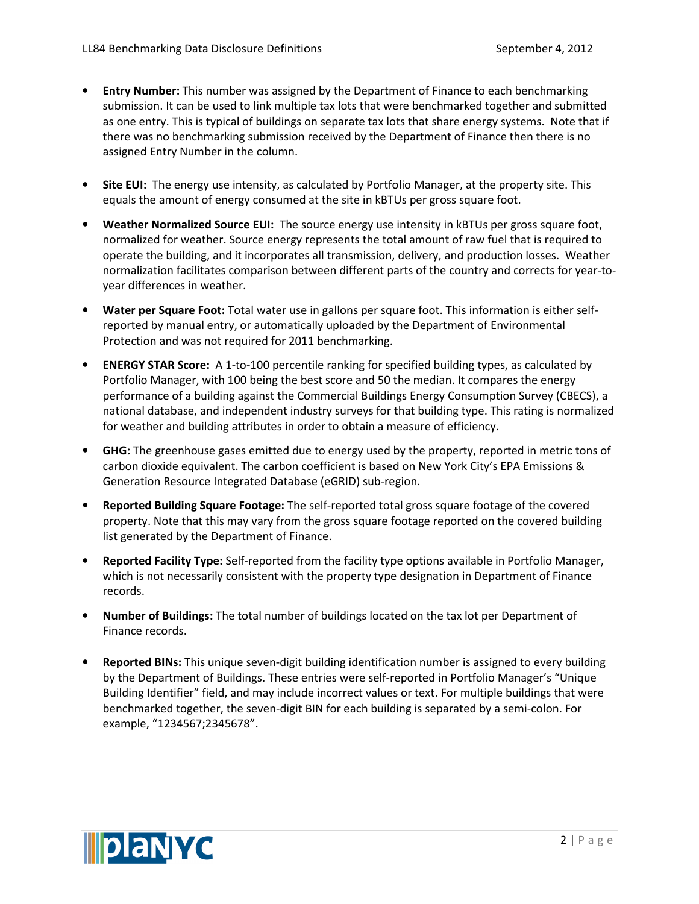- **Entry Number:** This number was assigned by the Department of Finance to each benchmarking submission. It can be used to link multiple tax lots that were benchmarked together and submitted as one entry. This is typical of buildings on separate tax lots that share energy systems. Note that if there was no benchmarking submission received by the Department of Finance then there is no assigned Entry Number in the column.

- **Site EUI:** The energy use intensity, as calculated by Portfolio Manager, at the property site. This equals the amount of energy consumed at the site in kBTUs per gross square foot.

- **Weather Normalized Source EUI:** The source energy use intensity in kBTUs per gross square foot, normalized for weather. Source energy represents the total amount of raw fuel that is required to operate the building, and it incorporates all transmission, delivery, and production losses. Weather normalization facilitates comparison between different parts of the country and corrects for year-to-year differences in weather.

- **Water per Square Foot:** Total water use in gallons per square foot. This information is either self-reported by manual entry, or automatically uploaded by the Department of Environmental Protection and was not required for 2011 benchmarking.

- **ENERGY STAR Score:** A 1-to-100 percentile ranking for specified building types, as calculated by Portfolio Manager, with 100 being the best score and 50 the median. It compares the energy performance of a building against the Commercial Buildings Energy Consumption Survey (CBECS), a national database, and independent industry surveys for that building type. This rating is normalized for weather and building attributes in order to obtain a measure of efficiency.

- **GHG:** The greenhouse gases emitted due to energy used by the property, reported in metric tons of carbon dioxide equivalent. The carbon coefficient is based on New York City's EPA Emissions & Generation Resource Integrated Database (eGRID) sub-region.

- **Reported Building Square Footage:** The self-reported total gross square footage of the covered property. Note that this may vary from the gross square footage reported on the covered building list generated by the Department of Finance.

- **Reported Facility Type:** Self-reported from the facility type options available in Portfolio Manager, which is not necessarily consistent with the property type designation in Department of Finance records.

- **Number of Buildings:** The total number of buildings located on the tax lot per Department of Finance records.

- **Reported BINs:** This unique seven-digit building identification number is assigned to every building by the Department of Buildings. These entries were self-reported in Portfolio Manager's "Unique Building Identifier" field, and may include incorrect values or text. For multiple buildings that were benchmarked together, the seven-digit BIN for each building is separated by a semi-colon. For example, "1234567;2345678".